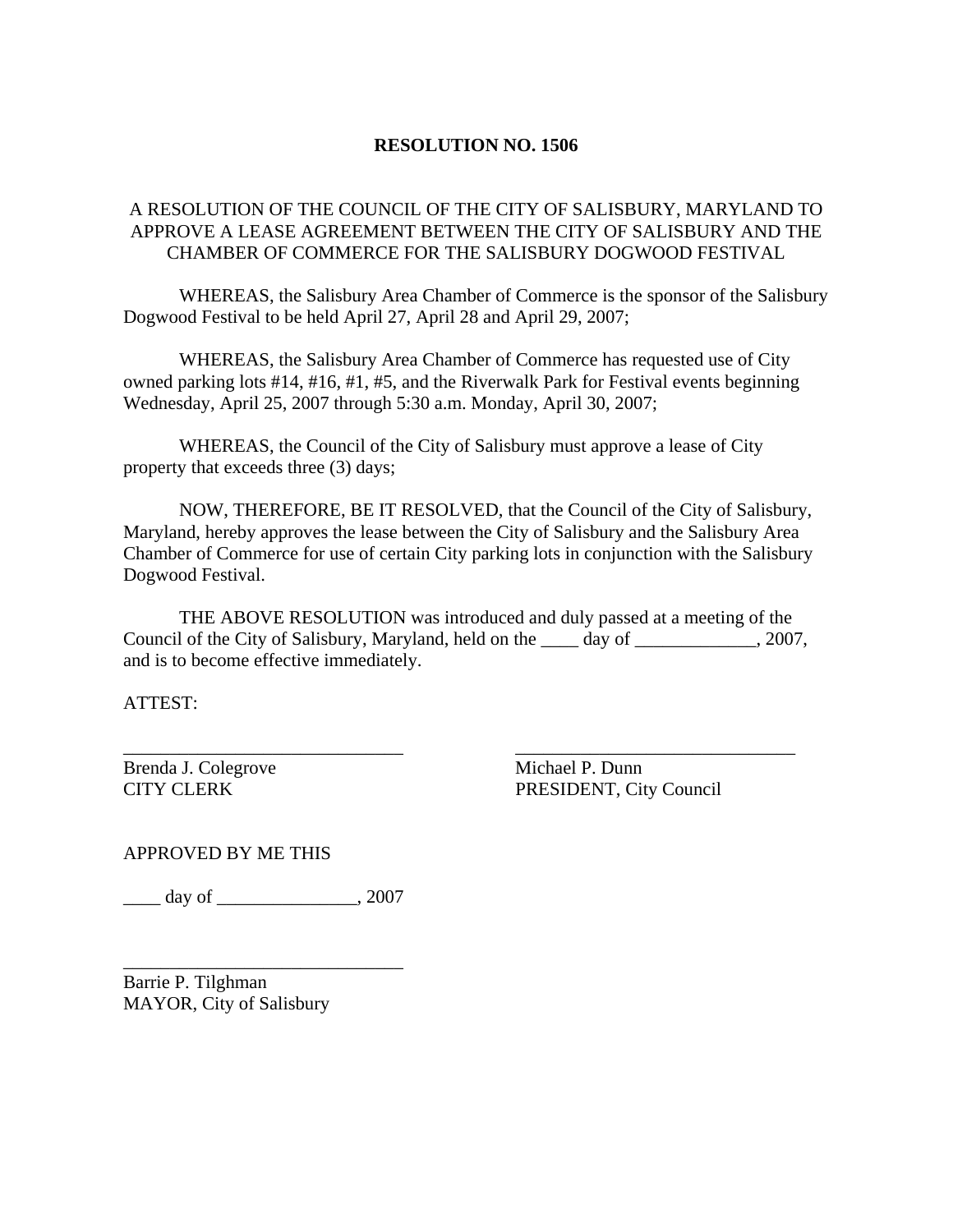# RESOLUTION NO. 1506

A RESOLUTION OF THE COUNCIL OF THE CITY OF SALISBURY, MARYLAND TO APPROVE A LEASE AGREEMENT BETWEEN THE CITY OF SALISBURY AND THE CHAMBER OF COMMERCE FOR THE SALISBURY DOGWOOD FESTIVAL

WHEREAS, the Salisbury Area Chamber of Commerce is the sponsor of the Salisbury Dogwood Festival to be held April 27, April 28 and April 29, 2007;

WHEREAS, the Salisbury Area Chamber of Commerce has requested use of City owned parking lots #14, #16, #1, #5, and the Riverwalk Park for Festival events beginning Wednesday, April 25, 2007 through 5:30 a.m. Monday, April 30, 2007;

WHEREAS, the Council of the City of Salisbury must approve a lease of City property that exceeds three (3) days;

NOW, THEREFORE, BE IT RESOLVED, that the Council of the City of Salisbury, Maryland, hereby approves the lease between the City of Salisbury and the Salisbury Area Chamber of Commerce for use of certain City parking lots in conjunction with the Salisbury Dogwood Festival.

THE ABOVE RESOLUTION was introduced and duly passed at a meeting of the Council of the City of Salisbury, Maryland, held on the ____ day of _____________, 2007, and is to become effective immediately.

ATTEST:

______________________________
Brenda J. Colegrove
CITY CLERK

______________________________
Michael P. Dunn
PRESIDENT, City Council

APPROVED BY ME THIS

____ day of _______________, 2007

______________________________
Barrie P. Tilghman
MAYOR, City of Salisbury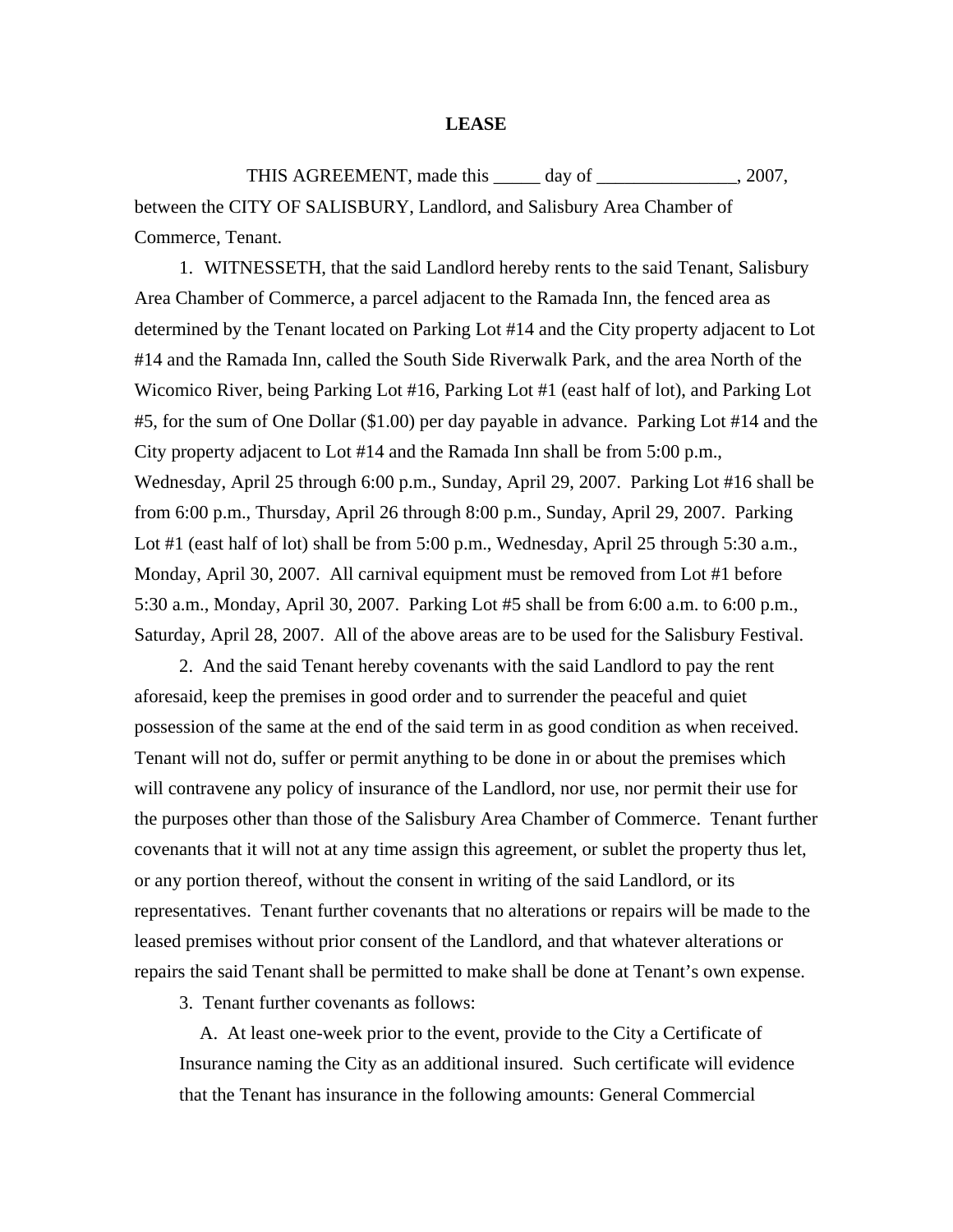**LEASE**

THIS AGREEMENT, made this _____ day of _______________, 2007, between the CITY OF SALISBURY, Landlord, and Salisbury Area Chamber of Commerce, Tenant.

1. WITNESSETH, that the said Landlord hereby rents to the said Tenant, Salisbury Area Chamber of Commerce, a parcel adjacent to the Ramada Inn, the fenced area as determined by the Tenant located on Parking Lot #14 and the City property adjacent to Lot #14 and the Ramada Inn, called the South Side Riverwalk Park, and the area North of the Wicomico River, being Parking Lot #16, Parking Lot #1 (east half of lot), and Parking Lot #5, for the sum of One Dollar ($1.00) per day payable in advance. Parking Lot #14 and the City property adjacent to Lot #14 and the Ramada Inn shall be from 5:00 p.m., Wednesday, April 25 through 6:00 p.m., Sunday, April 29, 2007. Parking Lot #16 shall be from 6:00 p.m., Thursday, April 26 through 8:00 p.m., Sunday, April 29, 2007. Parking Lot #1 (east half of lot) shall be from 5:00 p.m., Wednesday, April 25 through 5:30 a.m., Monday, April 30, 2007. All carnival equipment must be removed from Lot #1 before 5:30 a.m., Monday, April 30, 2007. Parking Lot #5 shall be from 6:00 a.m. to 6:00 p.m., Saturday, April 28, 2007. All of the above areas are to be used for the Salisbury Festival.

2. And the said Tenant hereby covenants with the said Landlord to pay the rent aforesaid, keep the premises in good order and to surrender the peaceful and quiet possession of the same at the end of the said term in as good condition as when received. Tenant will not do, suffer or permit anything to be done in or about the premises which will contravene any policy of insurance of the Landlord, nor use, nor permit their use for the purposes other than those of the Salisbury Area Chamber of Commerce. Tenant further covenants that it will not at any time assign this agreement, or sublet the property thus let, or any portion thereof, without the consent in writing of the said Landlord, or its representatives. Tenant further covenants that no alterations or repairs will be made to the leased premises without prior consent of the Landlord, and that whatever alterations or repairs the said Tenant shall be permitted to make shall be done at Tenant's own expense.

3. Tenant further covenants as follows:

A. At least one-week prior to the event, provide to the City a Certificate of Insurance naming the City as an additional insured. Such certificate will evidence that the Tenant has insurance in the following amounts: General Commercial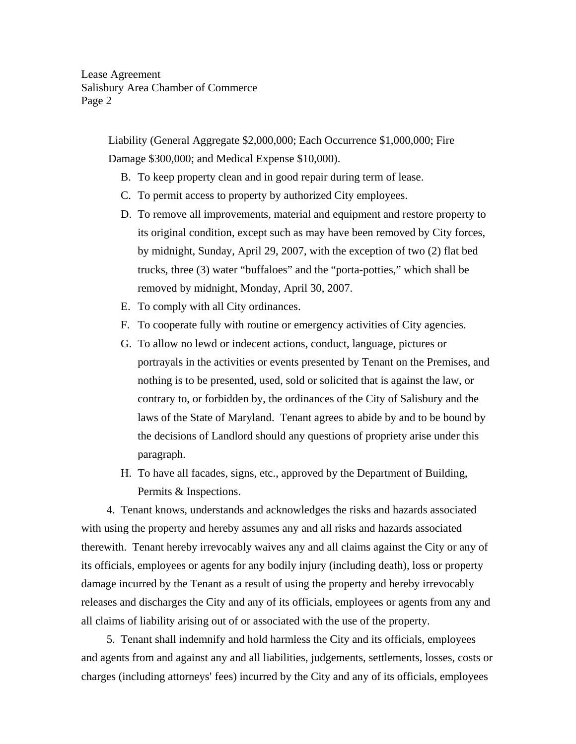Liability (General Aggregate $2,000,000; Each Occurrence $1,000,000; Fire Damage $300,000; and Medical Expense $10,000).

B. To keep property clean and in good repair during term of lease.

C. To permit access to property by authorized City employees.

D. To remove all improvements, material and equipment and restore property to its original condition, except such as may have been removed by City forces, by midnight, Sunday, April 29, 2007, with the exception of two (2) flat bed trucks, three (3) water "buffaloes" and the "porta-potties," which shall be removed by midnight, Monday, April 30, 2007.

E. To comply with all City ordinances.

F. To cooperate fully with routine or emergency activities of City agencies.

G. To allow no lewd or indecent actions, conduct, language, pictures or portrayals in the activities or events presented by Tenant on the Premises, and nothing is to be presented, used, sold or solicited that is against the law, or contrary to, or forbidden by, the ordinances of the City of Salisbury and the laws of the State of Maryland. Tenant agrees to abide by and to be bound by the decisions of Landlord should any questions of propriety arise under this paragraph.

H. To have all facades, signs, etc., approved by the Department of Building, Permits & Inspections.

4. Tenant knows, understands and acknowledges the risks and hazards associated with using the property and hereby assumes any and all risks and hazards associated therewith. Tenant hereby irrevocably waives any and all claims against the City or any of its officials, employees or agents for any bodily injury (including death), loss or property damage incurred by the Tenant as a result of using the property and hereby irrevocably releases and discharges the City and any of its officials, employees or agents from any and all claims of liability arising out of or associated with the use of the property.

5. Tenant shall indemnify and hold harmless the City and its officials, employees and agents from and against any and all liabilities, judgements, settlements, losses, costs or charges (including attorneys' fees) incurred by the City and any of its officials, employees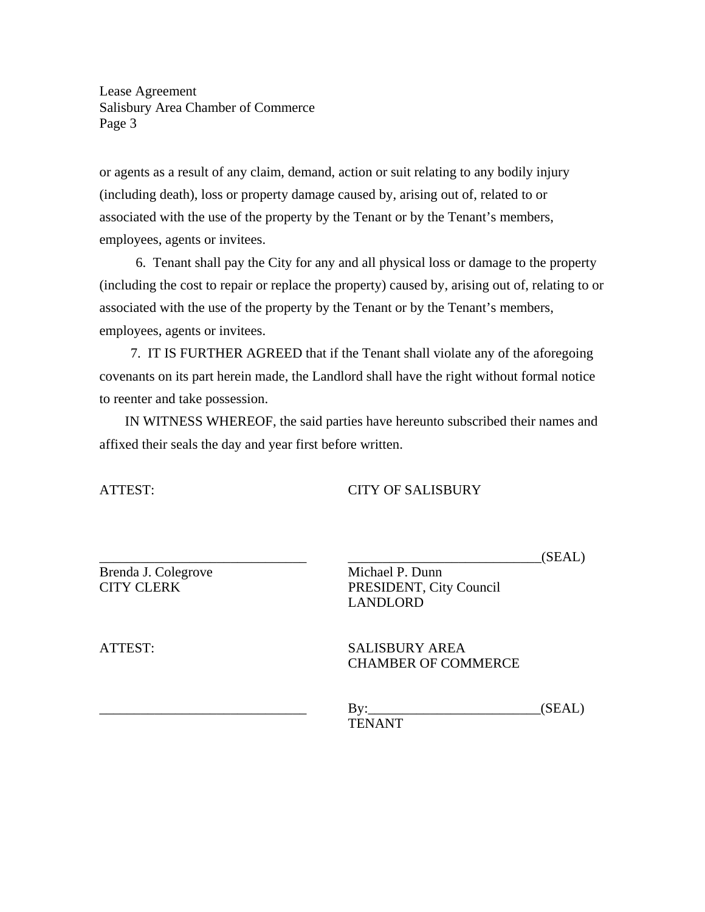or agents as a result of any claim, demand, action or suit relating to any bodily injury (including death), loss or property damage caused by, arising out of, related to or associated with the use of the property by the Tenant or by the Tenant's members, employees, agents or invitees.

6. Tenant shall pay the City for any and all physical loss or damage to the property (including the cost to repair or replace the property) caused by, arising out of, relating to or associated with the use of the property by the Tenant or by the Tenant's members, employees, agents or invitees.

7. IT IS FURTHER AGREED that if the Tenant shall violate any of the aforegoing covenants on its part herein made, the Landlord shall have the right without formal notice to reenter and take possession.

IN WITNESS WHEREOF, the said parties have hereunto subscribed their names and affixed their seals the day and year first before written.

ATTEST: CITY OF SALISBURY

\_\_\_\_\_\_\_\_\_\_\_\_\_\_\_\_\_\_\_\_\_\_\_\_\_\_\_\_\_\_ \_\_\_\_\_\_\_\_\_\_\_\_\_\_\_\_\_\_\_\_\_\_\_\_\_\_\_\_(SEAL)

Brenda J. Colegrove
CITY CLERK

Michael P. Dunn
PRESIDENT, City Council
LANDLORD

ATTEST: SALISBURY AREA CHAMBER OF COMMERCE

\_\_\_\_\_\_\_\_\_\_\_\_\_\_\_\_\_\_\_\_\_\_\_\_\_\_\_\_\_\_ By:\_\_\_\_\_\_\_\_\_\_\_\_\_\_\_\_\_\_\_\_\_\_\_\_\_(SEAL)

TENANT